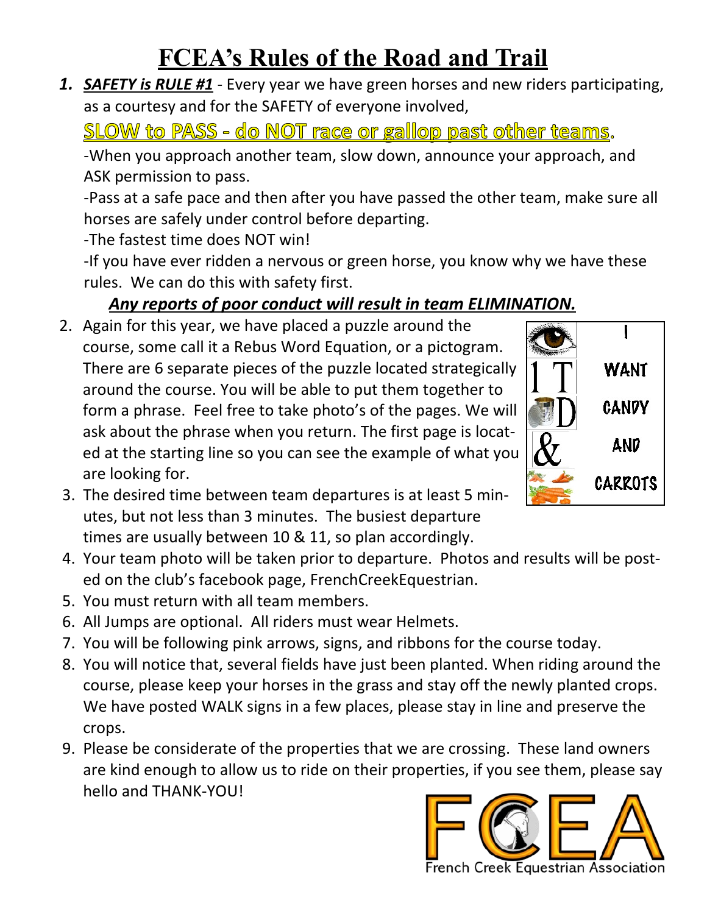# FCEA's Rules of the Road and Trail

1. ***SAFETY is RULE #1*** - Every year we have green horses and new riders participating, as a courtesy and for the SAFETY of everyone involved,

   **SLOW to PASS - do NOT race or gallop past other teams.**

   -When you approach another team, slow down, announce your approach, and ASK permission to pass.

   -Pass at a safe pace and then after you have passed the other team, make sure all horses are safely under control before departing.

   -The fastest time does NOT win!

   -If you have ever ridden a nervous or green horse, you know why we have these rules. We can do this with safety first.

   ***Any reports of poor conduct will result in team ELIMINATION.***

2. Again for this year, we have placed a puzzle around the course, some call it a Rebus Word Equation, or a pictogram. There are 6 separate pieces of the puzzle located strategically around the course. You will be able to put them together to form a phrase. Feel free to take photo's of the pages. We will ask about the phrase when you return. The first page is located at the starting line so you can see the example of what you are looking for.

   | | |
   |---|---|
   | (eye) | I |
   | 1 T | WANT |
   | (can) D | CANDY |
   | & | AND |
   | (carrots) | CARROTS |

3. The desired time between team departures is at least 5 minutes, but not less than 3 minutes. The busiest departure times are usually between 10 & 11, so plan accordingly.
4. Your team photo will be taken prior to departure. Photos and results will be posted on the club's facebook page, FrenchCreekEquestrian.
5. You must return with all team members.
6. All Jumps are optional. All riders must wear Helmets.
7. You will be following pink arrows, signs, and ribbons for the course today.
8. You will notice that, several fields have just been planted. When riding around the course, please keep your horses in the grass and stay off the newly planted crops. We have posted WALK signs in a few places, please stay in line and preserve the crops.
9. Please be considerate of the properties that we are crossing. These land owners are kind enough to allow us to ride on their properties, if you see them, please say hello and THANK-YOU!

FCEA
French Creek Equestrian Association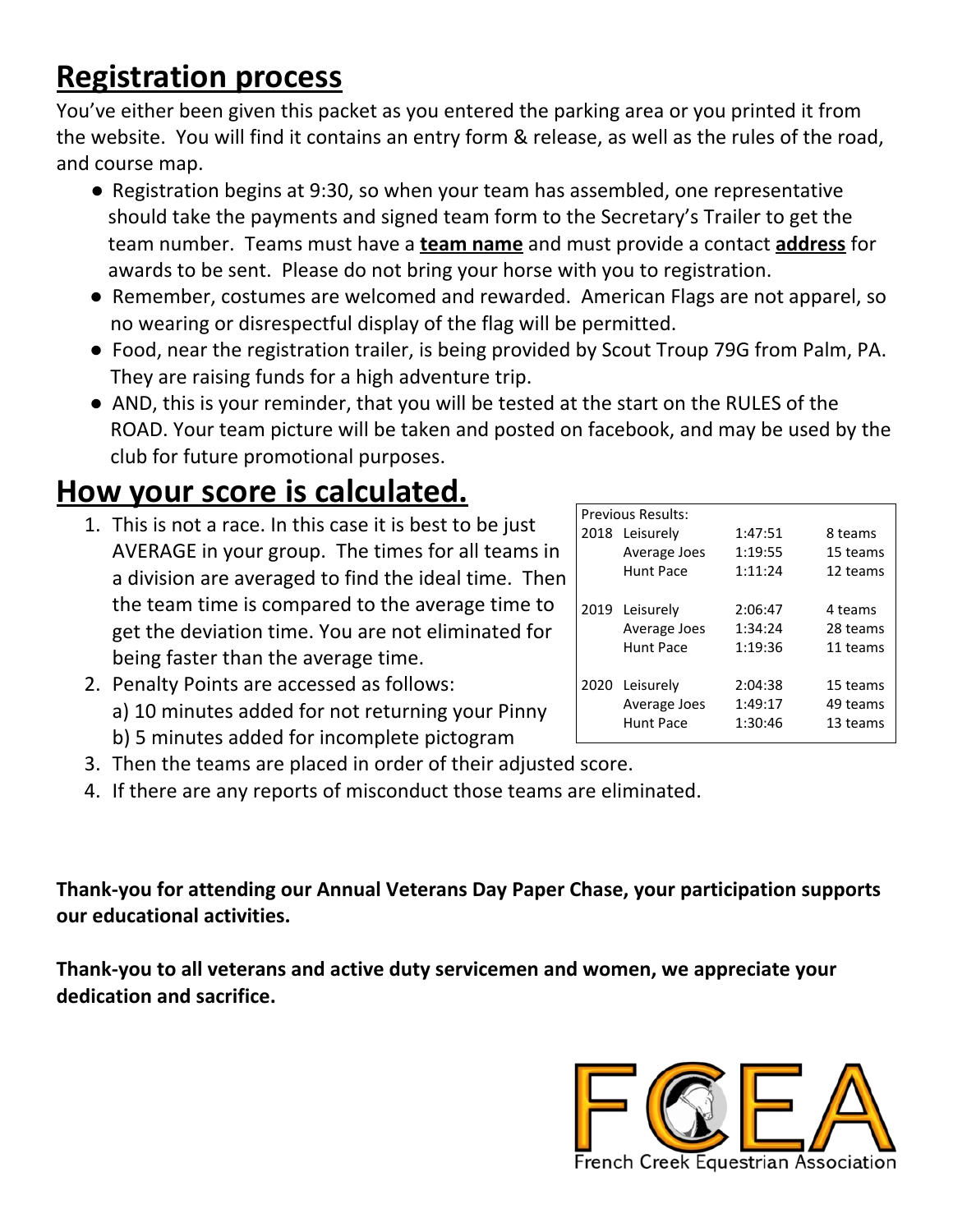# Registration process

You've either been given this packet as you entered the parking area or you printed it from the website. You will find it contains an entry form & release, as well as the rules of the road, and course map.

- Registration begins at 9:30, so when your team has assembled, one representative should take the payments and signed team form to the Secretary's Trailer to get the team number. Teams must have a **team name** and must provide a contact **address** for awards to be sent. Please do not bring your horse with you to registration.
- Remember, costumes are welcomed and rewarded. American Flags are not apparel, so no wearing or disrespectful display of the flag will be permitted.
- Food, near the registration trailer, is being provided by Scout Troup 79G from Palm, PA. They are raising funds for a high adventure trip.
- AND, this is your reminder, that you will be tested at the start on the RULES of the ROAD. Your team picture will be taken and posted on facebook, and may be used by the club for future promotional purposes.

# How your score is calculated.

1. This is not a race. In this case it is best to be just AVERAGE in your group. The times for all teams in a division are averaged to find the ideal time. Then the team time is compared to the average time to get the deviation time. You are not eliminated for being faster than the average time.
2. Penalty Points are accessed as follows:
   a) 10 minutes added for not returning your Pinny
   b) 5 minutes added for incomplete pictogram
3. Then the teams are placed in order of their adjusted score.
4. If there are any reports of misconduct those teams are eliminated.

| Previous Results: | | | |
|---|---|---|---|
| 2018 | Leisurely | 1:47:51 | 8 teams |
| | Average Joes | 1:19:55 | 15 teams |
| | Hunt Pace | 1:11:24 | 12 teams |
| 2019 | Leisurely | 2:06:47 | 4 teams |
| | Average Joes | 1:34:24 | 28 teams |
| | Hunt Pace | 1:19:36 | 11 teams |
| 2020 | Leisurely | 2:04:38 | 15 teams |
| | Average Joes | 1:49:17 | 49 teams |
| | Hunt Pace | 1:30:46 | 13 teams |

**Thank-you for attending our Annual Veterans Day Paper Chase, your participation supports our educational activities.**

**Thank-you to all veterans and active duty servicemen and women, we appreciate your dedication and sacrifice.**

FCEA

French Creek Equestrian Association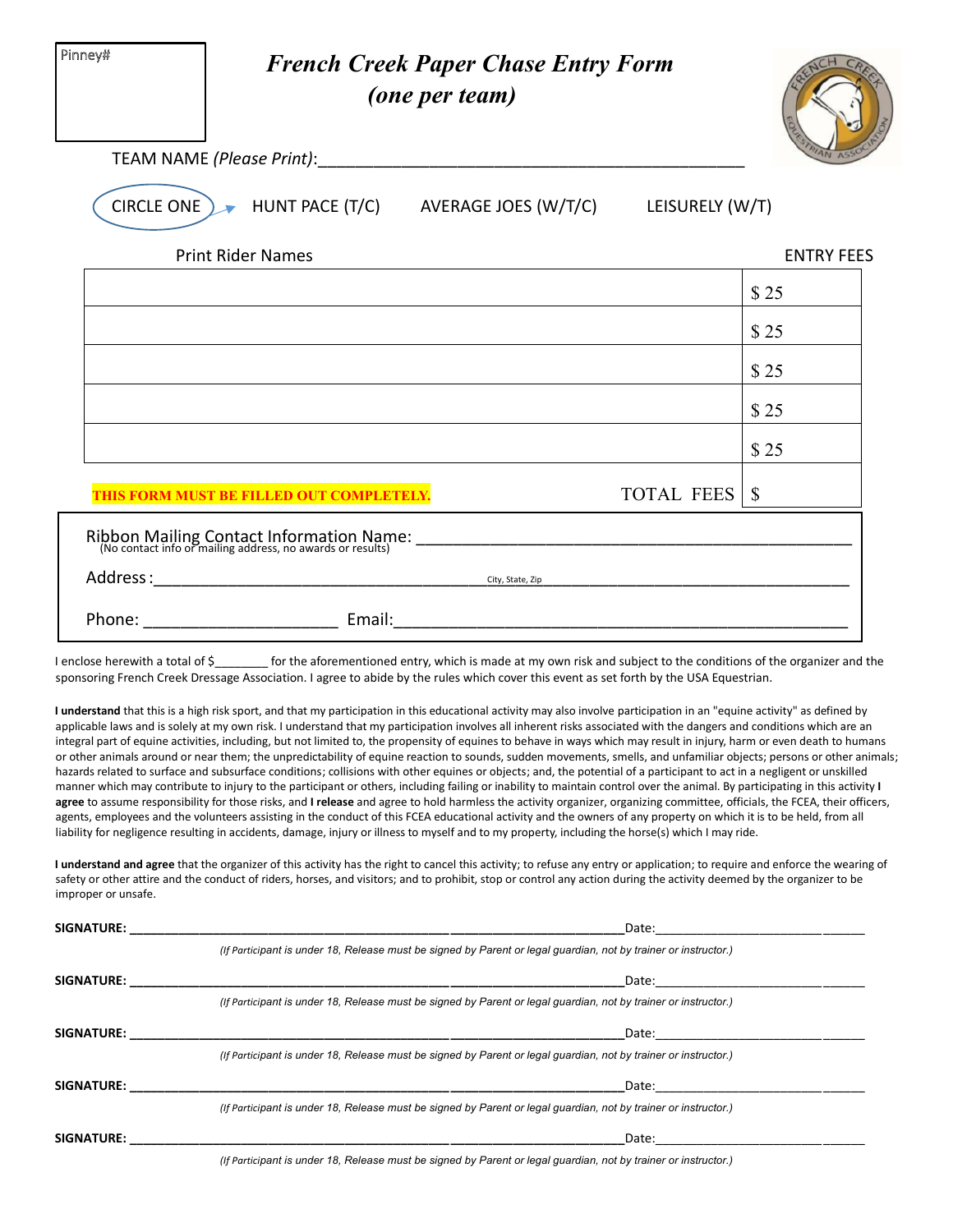Pinney#

# *French Creek Paper Chase Entry Form*
## *(one per team)*

TEAM NAME *(Please Print)*:_______________________________________________

CIRCLE ONE → HUNT PACE (T/C)     AVERAGE JOES (W/T/C)     LEISURELY (W/T)

| Print Rider Names | ENTRY FEES |
|---|---|
| | $ 25 |
| | $ 25 |
| | $ 25 |
| | $ 25 |
| | $ 25 |
| **THIS FORM MUST BE FILLED OUT COMPLETELY.** TOTAL FEES | $ |

Ribbon Mailing Contact Information Name: _______________________________________________
(No contact info or mailing address, no awards or results)

Address :_____________________________________ City, State, Zip _____________________________________

Phone: _____________________ Email:_______________________________________________

I enclose herewith a total of $________ for the aforementioned entry, which is made at my own risk and subject to the conditions of the organizer and the sponsoring French Creek Dressage Association. I agree to abide by the rules which cover this event as set forth by the USA Equestrian.

**I understand** that this is a high risk sport, and that my participation in this educational activity may also involve participation in an "equine activity" as defined by applicable laws and is solely at my own risk. I understand that my participation involves all inherent risks associated with the dangers and conditions which are an integral part of equine activities, including, but not limited to, the propensity of equines to behave in ways which may result in injury, harm or even death to humans or other animals around or near them; the unpredictability of equine reaction to sounds, sudden movements, smells, and unfamiliar objects; persons or other animals; hazards related to surface and subsurface conditions; collisions with other equines or objects; and, the potential of a participant to act in a negligent or unskilled manner which may contribute to injury to the participant or others, including failing or inability to maintain control over the animal. By participating in this activity **I agree** to assume responsibility for those risks, and **I release** and agree to hold harmless the activity organizer, organizing committee, officials, the FCEA, their officers, agents, employees and the volunteers assisting in the conduct of this FCEA educational activity and the owners of any property on which it is to be held, from all liability for negligence resulting in accidents, damage, injury or illness to myself and to my property, including the horse(s) which I may ride.

**I understand and agree** that the organizer of this activity has the right to cancel this activity; to refuse any entry or application; to require and enforce the wearing of safety or other attire and the conduct of riders, horses, and visitors; and to prohibit, stop or control any action during the activity deemed by the organizer to be improper or unsafe.

**SIGNATURE:** _______________________________________________ Date:_________________________

*(If Participant is under 18, Release must be signed by Parent or legal guardian, not by trainer or instructor.)*

**SIGNATURE:** _______________________________________________ Date:_________________________

*(If Participant is under 18, Release must be signed by Parent or legal guardian, not by trainer or instructor.)*

**SIGNATURE:** _______________________________________________ Date:_________________________

*(If Participant is under 18, Release must be signed by Parent or legal guardian, not by trainer or instructor.)*

**SIGNATURE:** _______________________________________________ Date:_________________________

*(If Participant is under 18, Release must be signed by Parent or legal guardian, not by trainer or instructor.)*

**SIGNATURE:** _______________________________________________ Date:_________________________

*(If Participant is under 18, Release must be signed by Parent or legal guardian, not by trainer or instructor.)*